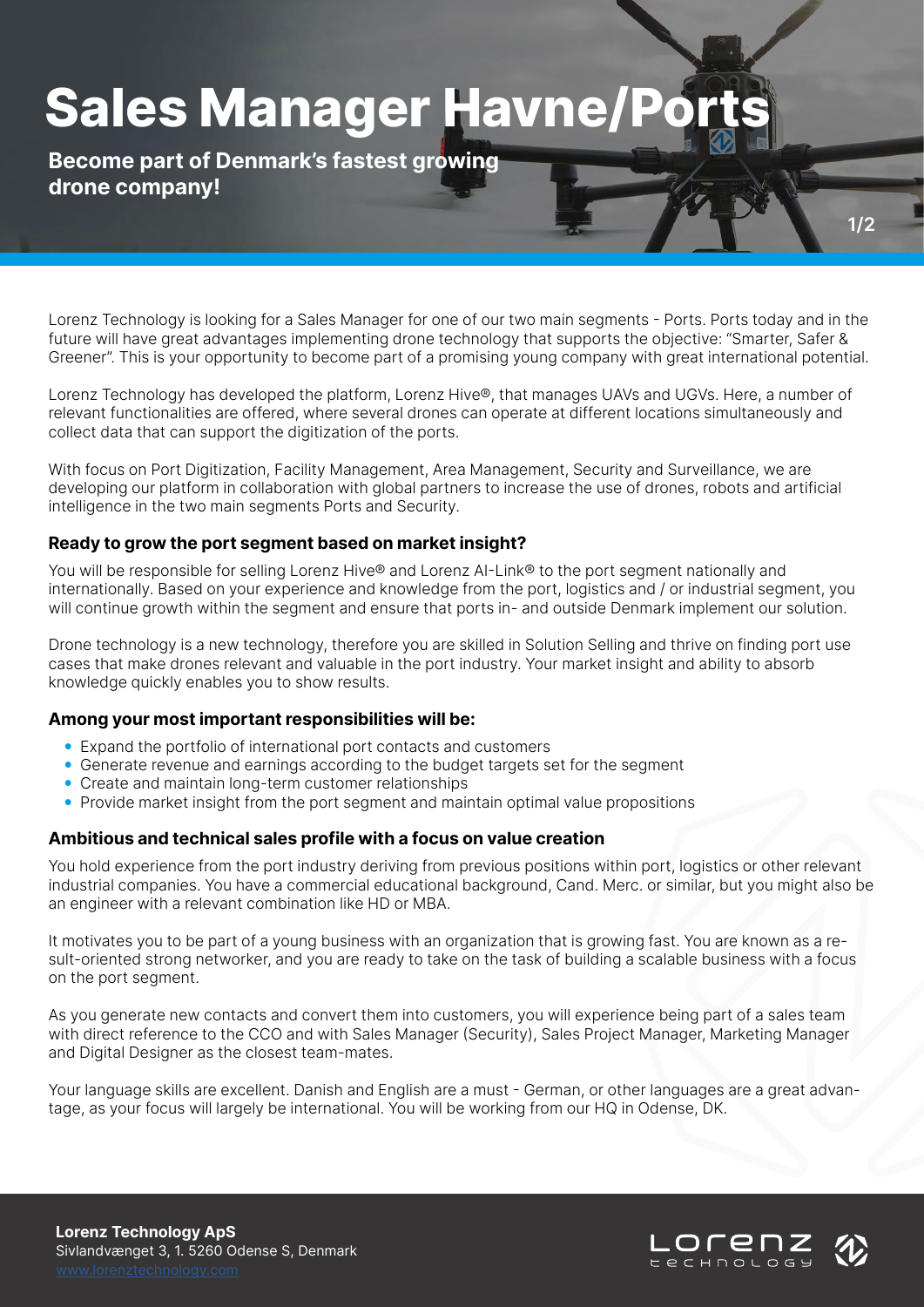# Sales Manager Havne/Ports

**Become part of Denmark's fastest growing drone company!**

Lorenz Technology is looking for a Sales Manager for one of our two main segments - Ports. Ports today and in the future will have great advantages implementing drone technology that supports the objective: "Smarter, Safer & Greener". This is your opportunity to become part of a promising young company with great international potential.

Lorenz Technology has developed the platform, Lorenz Hive®, that manages UAVs and UGVs. Here, a number of relevant functionalities are offered, where several drones can operate at different locations simultaneously and collect data that can support the digitization of the ports.

With focus on Port Digitization, Facility Management, Area Management, Security and Surveillance, we are developing our platform in collaboration with global partners to increase the use of drones, robots and artificial intelligence in the two main segments Ports and Security.

### Ready to grow the port segment based on market insight?

You will be responsible for selling Lorenz Hive® and Lorenz AI-Link® to the port segment nationally and internationally. Based on your experience and knowledge from the port, logistics and / or industrial segment, you will continue growth within the segment and ensure that ports in- and outside Denmark implement our solution.

Drone technology is a new technology, therefore you are skilled in Solution Selling and thrive on finding port use cases that make drones relevant and valuable in the port industry. Your market insight and ability to absorb knowledge quickly enables you to show results.

### Among your most important responsibilities will be:

- Expand the portfolio of international port contacts and customers
- Generate revenue and earnings according to the budget targets set for the segment
- Create and maintain long-term customer relationships
- Provide market insight from the port segment and maintain optimal value propositions

### Ambitious and technical sales profile with a focus on value creation

You hold experience from the port industry deriving from previous positions within port, logistics or other relevant industrial companies. You have a commercial educational background, Cand. Merc. or similar, but you might also be an engineer with a relevant combination like HD or MBA.

It motivates you to be part of a young business with an organization that is growing fast. You are known as a result-oriented strong networker, and you are ready to take on the task of building a scalable business with a focus on the port segment.

As you generate new contacts and convert them into customers, you will experience being part of a sales team with direct reference to the CCO and with Sales Manager (Security), Sales Project Manager, Marketing Manager and Digital Designer as the closest team-mates.

Your language skills are excellent. Danish and English are a must - German, or other languages are a great advantage, as your focus will largely be international. You will be working from our HQ in Odense, DK.

**Lorenz Technology ApS**
Sivlandvænget 3, 1. 5260 Odense S, Denmark
www.lorenztechnology.com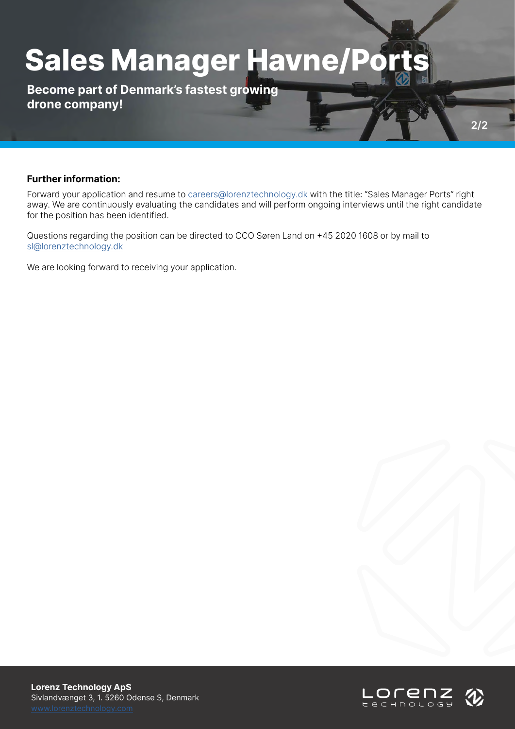# Sales Manager Havne/Ports

**Become part of Denmark's fastest growing drone company!**

**Further information:**

Forward your application and resume to careers@lorenztechnology.dk with the title: "Sales Manager Ports" right away. We are continuously evaluating the candidates and will perform ongoing interviews until the right candidate for the position has been identified.

Questions regarding the position can be directed to CCO Søren Land on +45 2020 1608 or by mail to sl@lorenztechnology.dk

We are looking forward to receiving your application.

**Lorenz Technology ApS**
Sivlandvænget 3, 1. 5260 Odense S, Denmark
www.lorenztechnology.com